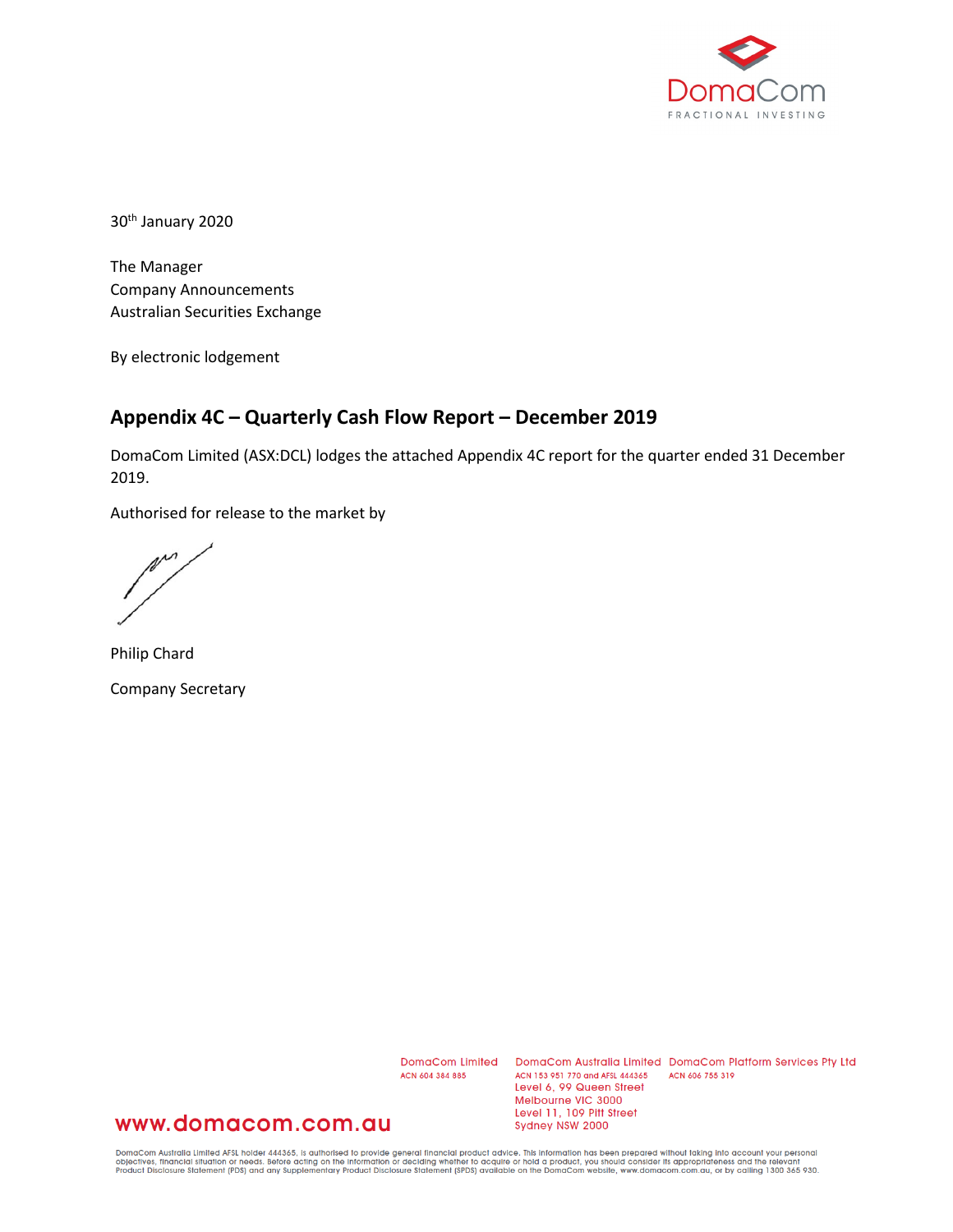DomaCom

FRACTIONAL INVESTING

30th January 2020

The Manager
Company Announcements
Australian Securities Exchange

By electronic lodgement

## Appendix 4C – Quarterly Cash Flow Report – December 2019

DomaCom Limited (ASX:DCL) lodges the attached Appendix 4C report for the quarter ended 31 December 2019.

Authorised for release to the market by

Philip Chard

Company Secretary

DomaCom Limited
ACN 604 384 885

DomaCom Australia Limited
ACN 153 951 770 and AFSL 444365
Level 6, 99 Queen Street
Melbourne VIC 3000
Level 11, 109 Pitt Street
Sydney NSW 2000

DomaCom Platform Services Pty Ltd
ACN 606 755 319

www.domacom.com.au

DomaCom Australia Limited AFSL holder 444365, is authorised to provide general financial product advice. This information has been prepared without taking into account your personal objectives, financial situation or needs. Before acting on the information or deciding whether to acquire or hold a product, you should consider its appropriateness and the relevant Product Disclosure Statement (PDS) and any Supplementary Product Disclosure Statement (SPDS) available on the DomaCom website, www.domacom.com.au, or by calling 1300 365 930.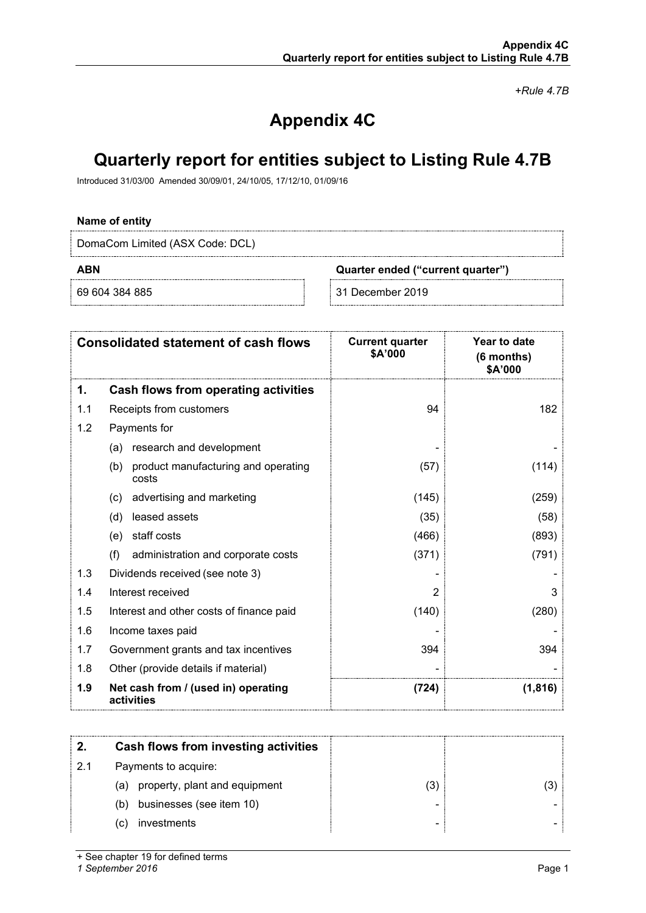*+Rule 4.7B*

# Appendix 4C

# Quarterly report for entities subject to Listing Rule 4.7B

Introduced 31/03/00 Amended 30/09/01, 24/10/05, 17/12/10, 01/09/16

**Name of entity**

DomaCom Limited (ASX Code: DCL)

| **ABN** | **Quarter ended ("current quarter")** |
|---|---|
| 69 604 384 885 | 31 December 2019 |

| | **Consolidated statement of cash flows** | **Current quarter $A'000** | **Year to date (6 months) $A'000** |
|---|---|---|---|
| **1.** | **Cash flows from operating activities** | | |
| 1.1 | Receipts from customers | 94 | 182 |
| 1.2 | Payments for | | |
| | (a) research and development | - | - |
| | (b) product manufacturing and operating costs | (57) | (114) |
| | (c) advertising and marketing | (145) | (259) |
| | (d) leased assets | (35) | (58) |
| | (e) staff costs | (466) | (893) |
| | (f) administration and corporate costs | (371) | (791) |
| 1.3 | Dividends received (see note 3) | - | - |
| 1.4 | Interest received | 2 | 3 |
| 1.5 | Interest and other costs of finance paid | (140) | (280) |
| 1.6 | Income taxes paid | - | - |
| 1.7 | Government grants and tax incentives | 394 | 394 |
| 1.8 | Other (provide details if material) | - | - |
| **1.9** | **Net cash from / (used in) operating activities** | **(724)** | **(1,816)** |

| | | | |
|---|---|---|---|
| **2.** | **Cash flows from investing activities** | | |
| 2.1 | Payments to acquire: | | |
| | (a) property, plant and equipment | (3) | (3) |
| | (b) businesses (see item 10) | - | - |
| | (c) investments | - | - |

+ See chapter 19 for defined terms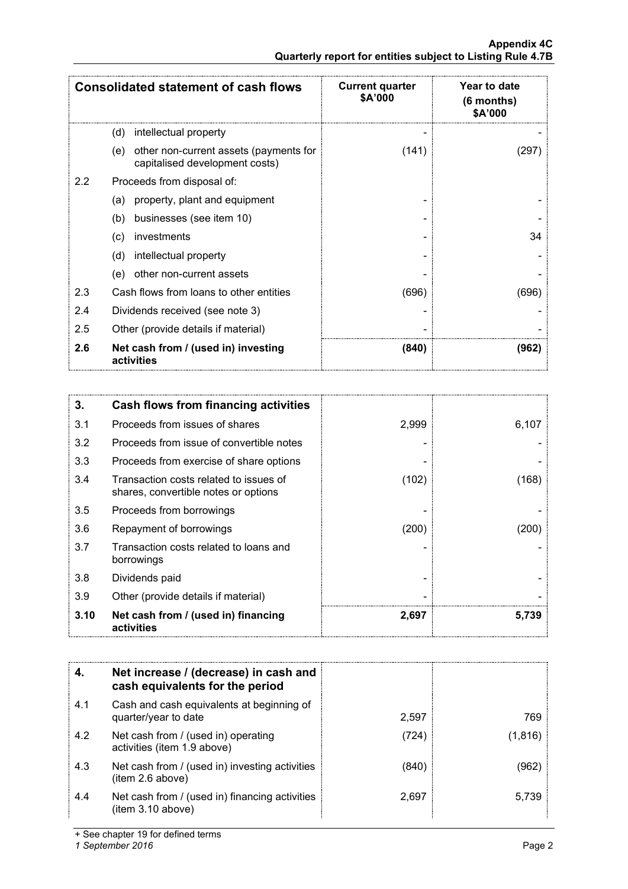| Consolidated statement of cash flows | | Current quarter $A'000 | Year to date (6 months) $A'000 |
|---|---|---|---|
| | (d) intellectual property | - | - |
| | (e) other non-current assets (payments for capitalised development costs) | (141) | (297) |
| 2.2 | Proceeds from disposal of: | | |
| | (a) property, plant and equipment | - | - |
| | (b) businesses (see item 10) | - | - |
| | (c) investments | - | 34 |
| | (d) intellectual property | - | - |
| | (e) other non-current assets | - | - |
| 2.3 | Cash flows from loans to other entities | (696) | (696) |
| 2.4 | Dividends received (see note 3) | - | - |
| 2.5 | Other (provide details if material) | - | - |
| **2.6** | **Net cash from / (used in) investing activities** | **(840)** | **(962)** |

| | | | |
|---|---|---|---|
| **3.** | **Cash flows from financing activities** | | |
| 3.1 | Proceeds from issues of shares | 2,999 | 6,107 |
| 3.2 | Proceeds from issue of convertible notes | - | - |
| 3.3 | Proceeds from exercise of share options | - | - |
| 3.4 | Transaction costs related to issues of shares, convertible notes or options | (102) | (168) |
| 3.5 | Proceeds from borrowings | - | - |
| 3.6 | Repayment of borrowings | (200) | (200) |
| 3.7 | Transaction costs related to loans and borrowings | - | - |
| 3.8 | Dividends paid | - | - |
| 3.9 | Other (provide details if material) | - | - |
| **3.10** | **Net cash from / (used in) financing activities** | **2,697** | **5,739** |

| | | | |
|---|---|---|---|
| **4.** | **Net increase / (decrease) in cash and cash equivalents for the period** | | |
| 4.1 | Cash and cash equivalents at beginning of quarter/year to date | 2,597 | 769 |
| 4.2 | Net cash from / (used in) operating activities (item 1.9 above) | (724) | (1,816) |
| 4.3 | Net cash from / (used in) investing activities (item 2.6 above) | (840) | (962) |
| 4.4 | Net cash from / (used in) financing activities (item 3.10 above) | 2,697 | 5,739 |

+ See chapter 19 for defined terms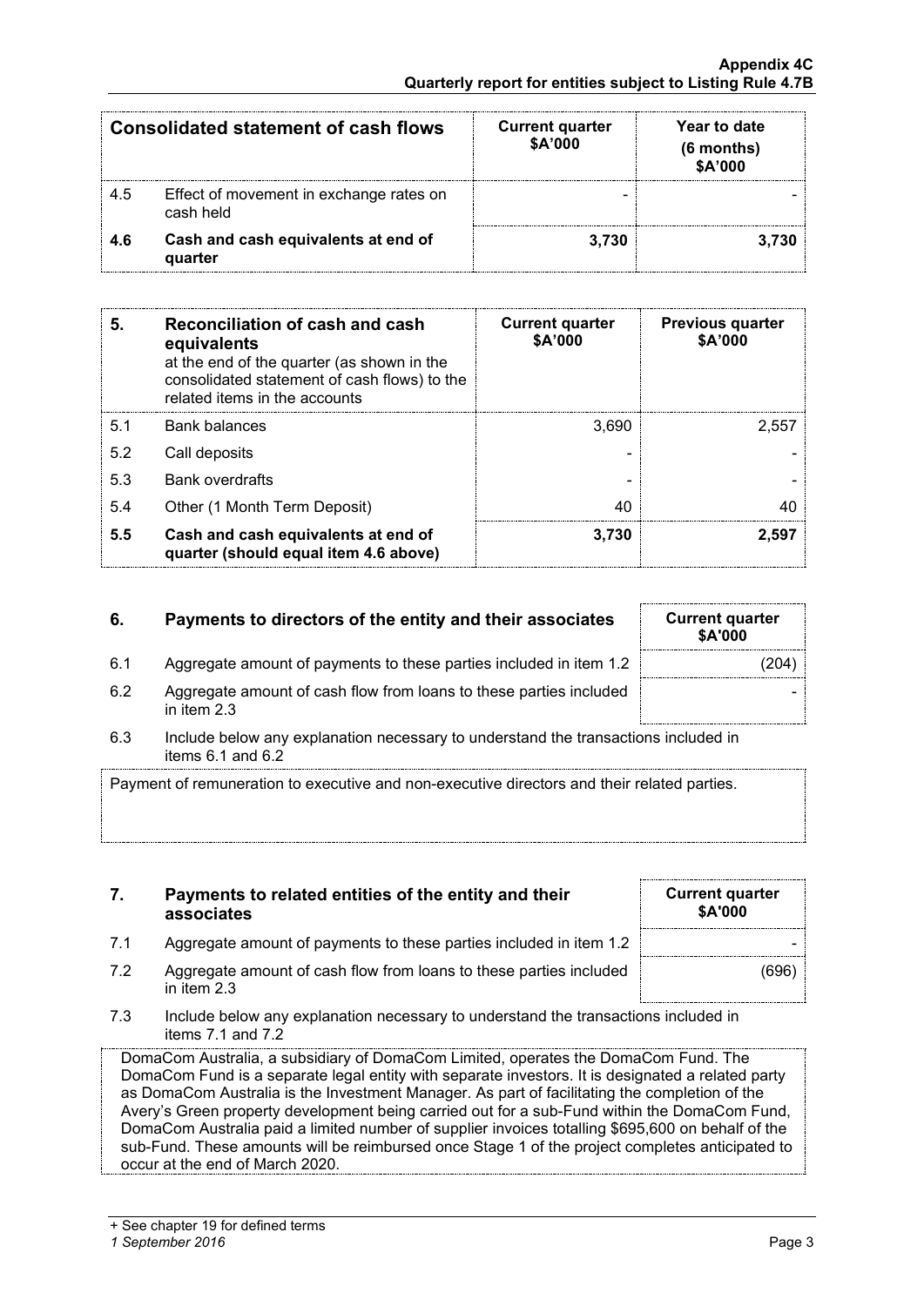| Consolidated statement of cash flows | | Current quarter \$A'000 | Year to date (6 months) \$A'000 |
|---|---|---|---|
| 4.5 | Effect of movement in exchange rates on cash held | - | - |
| **4.6** | **Cash and cash equivalents at end of quarter** | **3,730** | **3,730** |

| **5.** | **Reconciliation of cash and cash equivalents** at the end of the quarter (as shown in the consolidated statement of cash flows) to the related items in the accounts | **Current quarter \$A'000** | **Previous quarter \$A'000** |
|---|---|---|---|
| 5.1 | Bank balances | 3,690 | 2,557 |
| 5.2 | Call deposits | - | - |
| 5.3 | Bank overdrafts | - | - |
| 5.4 | Other (1 Month Term Deposit) | 40 | 40 |
| **5.5** | **Cash and cash equivalents at end of quarter (should equal item 4.6 above)** | **3,730** | **2,597** |

| **6.** | **Payments to directors of the entity and their associates** | **Current quarter \$A'000** |
|---|---|---|
| 6.1 | Aggregate amount of payments to these parties included in item 1.2 | (204) |
| 6.2 | Aggregate amount of cash flow from loans to these parties included in item 2.3 | - |

6.3 Include below any explanation necessary to understand the transactions included in items 6.1 and 6.2

Payment of remuneration to executive and non-executive directors and their related parties.

| **7.** | **Payments to related entities of the entity and their associates** | **Current quarter \$A'000** |
|---|---|---|
| 7.1 | Aggregate amount of payments to these parties included in item 1.2 | - |
| 7.2 | Aggregate amount of cash flow from loans to these parties included in item 2.3 | (696) |

7.3 Include below any explanation necessary to understand the transactions included in items 7.1 and 7.2

DomaCom Australia, a subsidiary of DomaCom Limited, operates the DomaCom Fund. The DomaCom Fund is a separate legal entity with separate investors. It is designated a related party as DomaCom Australia is the Investment Manager. As part of facilitating the completion of the Avery's Green property development being carried out for a sub-Fund within the DomaCom Fund, DomaCom Australia paid a limited number of supplier invoices totalling \$695,600 on behalf of the sub-Fund. These amounts will be reimbursed once Stage 1 of the project completes anticipated to occur at the end of March 2020.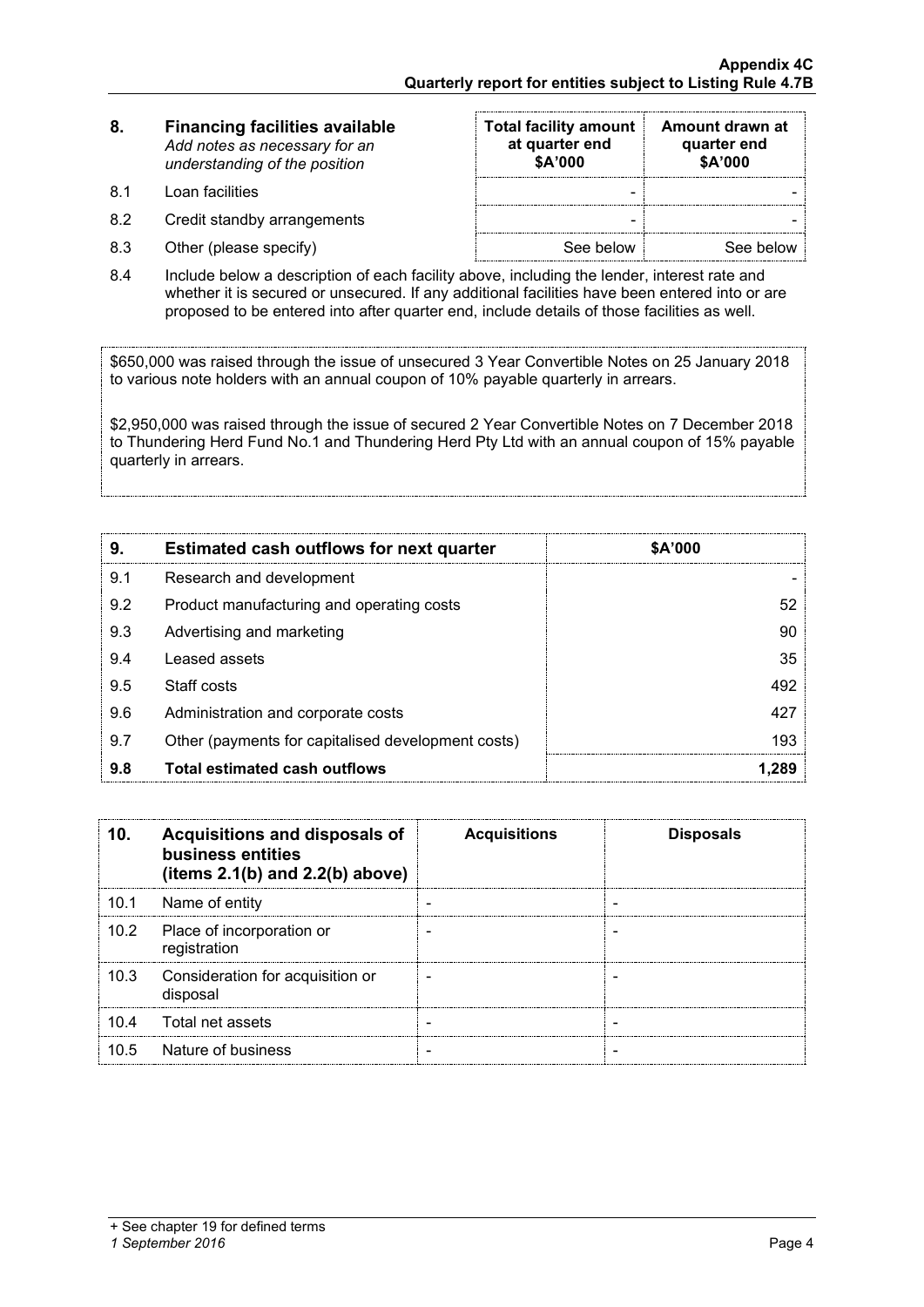| 8. | Financing facilities available *Add notes as necessary for an understanding of the position* | Total facility amount at quarter end \$A'000 | Amount drawn at quarter end \$A'000 |
|---|---|---|---|
| 8.1 | Loan facilities | - | - |
| 8.2 | Credit standby arrangements | - | - |
| 8.3 | Other (please specify) | See below | See below |

8.4 Include below a description of each facility above, including the lender, interest rate and whether it is secured or unsecured. If any additional facilities have been entered into or are proposed to be entered into after quarter end, include details of those facilities as well.

$650,000 was raised through the issue of unsecured 3 Year Convertible Notes on 25 January 2018 to various note holders with an annual coupon of 10% payable quarterly in arrears.

$2,950,000 was raised through the issue of secured 2 Year Convertible Notes on 7 December 2018 to Thundering Herd Fund No.1 and Thundering Herd Pty Ltd with an annual coupon of 15% payable quarterly in arrears.

| 9. | Estimated cash outflows for next quarter | \$A'000 |
|---|---|---|
| 9.1 | Research and development | - |
| 9.2 | Product manufacturing and operating costs | 52 |
| 9.3 | Advertising and marketing | 90 |
| 9.4 | Leased assets | 35 |
| 9.5 | Staff costs | 492 |
| 9.6 | Administration and corporate costs | 427 |
| 9.7 | Other (payments for capitalised development costs) | 193 |
| **9.8** | **Total estimated cash outflows** | **1,289** |

| 10. | Acquisitions and disposals of business entities (items 2.1(b) and 2.2(b) above) | Acquisitions | Disposals |
|---|---|---|---|
| 10.1 | Name of entity | - | - |
| 10.2 | Place of incorporation or registration | - | - |
| 10.3 | Consideration for acquisition or disposal | - | - |
| 10.4 | Total net assets | - | - |
| 10.5 | Nature of business | - | - |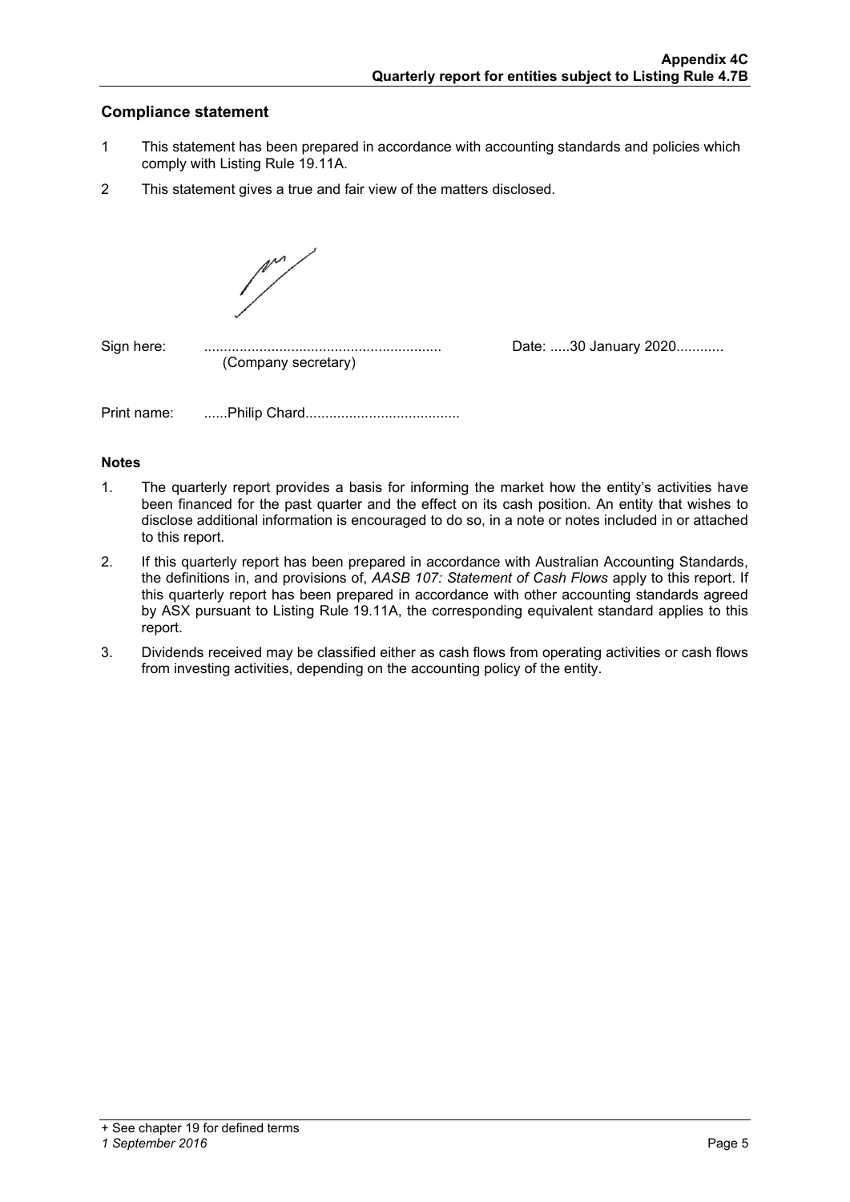## Compliance statement

1 This statement has been prepared in accordance with accounting standards and policies which comply with Listing Rule 19.11A.

2 This statement gives a true and fair view of the matters disclosed.

Sign here: ............................................................ Date: .....30 January 2020............
(Company secretary)

Print name: ......Philip Chard.......................................

**Notes**

1. The quarterly report provides a basis for informing the market how the entity's activities have been financed for the past quarter and the effect on its cash position. An entity that wishes to disclose additional information is encouraged to do so, in a note or notes included in or attached to this report.

2. If this quarterly report has been prepared in accordance with Australian Accounting Standards, the definitions in, and provisions of, *AASB 107: Statement of Cash Flows* apply to this report. If this quarterly report has been prepared in accordance with other accounting standards agreed by ASX pursuant to Listing Rule 19.11A, the corresponding equivalent standard applies to this report.

3. Dividends received may be classified either as cash flows from operating activities or cash flows from investing activities, depending on the accounting policy of the entity.